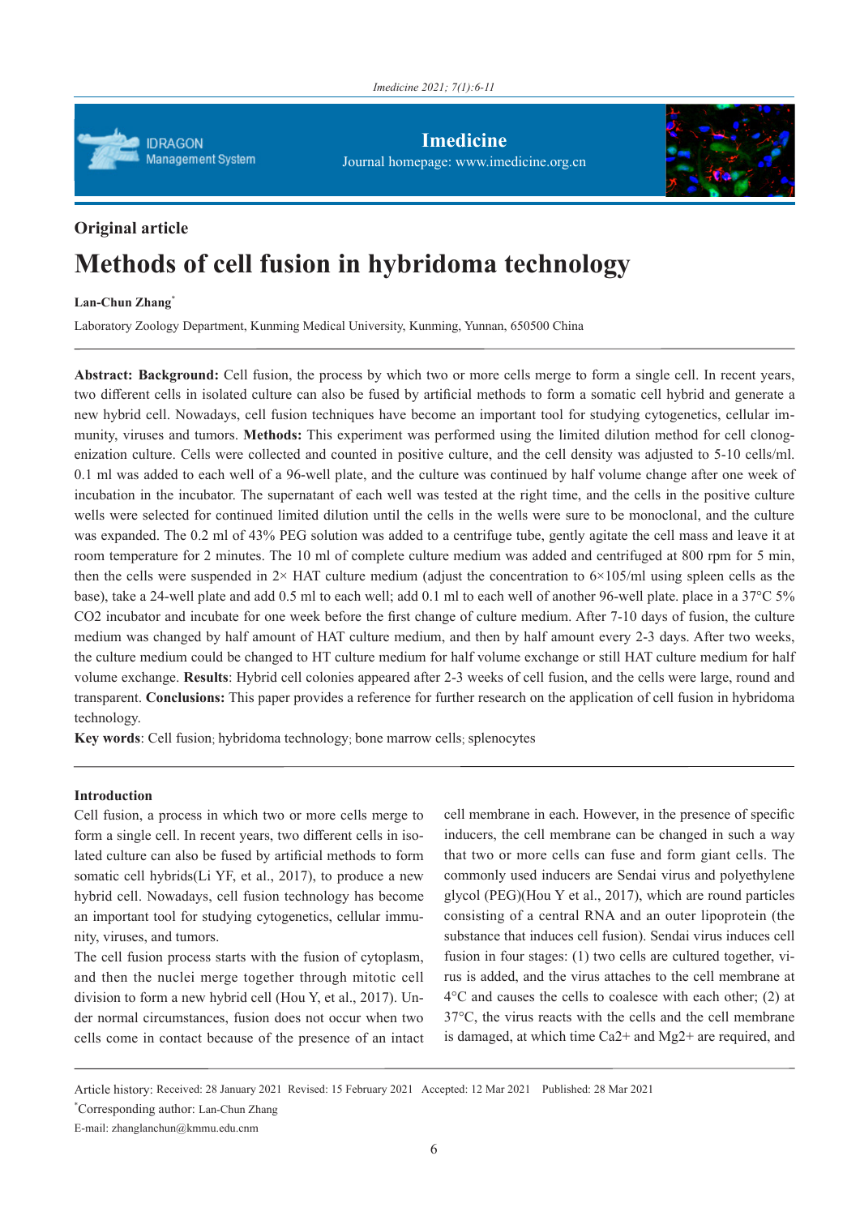## Original article

# Methods of cell fusion in hybridoma technology

**Lan-Chun Zhang***

Laboratory Zoology Department, Kunming Medical University, Kunming, Yunnan, 650500 China

---

**Abstract: Background:** Cell fusion, the process by which two or more cells merge to form a single cell. In recent years, two different cells in isolated culture can also be fused by artificial methods to form a somatic cell hybrid and generate a new hybrid cell. Nowadays, cell fusion techniques have become an important tool for studying cytogenetics, cellular immunity, viruses and tumors. **Methods:** This experiment was performed using the limited dilution method for cell clonogenization culture. Cells were collected and counted in positive culture, and the cell density was adjusted to 5-10 cells/ml. 0.1 ml was added to each well of a 96-well plate, and the culture was continued by half volume change after one week of incubation in the incubator. The supernatant of each well was tested at the right time, and the cells in the positive culture wells were selected for continued limited dilution until the cells in the wells were sure to be monoclonal, and the culture was expanded. The 0.2 ml of 43% PEG solution was added to a centrifuge tube, gently agitate the cell mass and leave it at room temperature for 2 minutes. The 10 ml of complete culture medium was added and centrifuged at 800 rpm for 5 min, then the cells were suspended in 2× HAT culture medium (adjust the concentration to 6×105/ml using spleen cells as the base), take a 24-well plate and add 0.5 ml to each well; add 0.1 ml to each well of another 96-well plate. place in a 37°C 5% CO2 incubator and incubate for one week before the first change of culture medium. After 7-10 days of fusion, the culture medium was changed by half amount of HAT culture medium, and then by half amount every 2-3 days. After two weeks, the culture medium could be changed to HT culture medium for half volume exchange or still HAT culture medium for half volume exchange. **Results**: Hybrid cell colonies appeared after 2-3 weeks of cell fusion, and the cells were large, round and transparent. **Conclusions:** This paper provides a reference for further research on the application of cell fusion in hybridoma technology.

**Key words**: Cell fusion; hybridoma technology; bone marrow cells; splenocytes

---

### Introduction

Cell fusion, a process in which two or more cells merge to form a single cell. In recent years, two different cells in isolated culture can also be fused by artificial methods to form somatic cell hybrids(Li YF, et al., 2017), to produce a new hybrid cell. Nowadays, cell fusion technology has become an important tool for studying cytogenetics, cellular immunity, viruses, and tumors.

The cell fusion process starts with the fusion of cytoplasm, and then the nuclei merge together through mitotic cell division to form a new hybrid cell (Hou Y, et al., 2017). Under normal circumstances, fusion does not occur when two cells come in contact because of the presence of an intact cell membrane in each. However, in the presence of specific inducers, the cell membrane can be changed in such a way that two or more cells can fuse and form giant cells. The commonly used inducers are Sendai virus and polyethylene glycol (PEG)(Hou Y et al., 2017), which are round particles consisting of a central RNA and an outer lipoprotein (the substance that induces cell fusion). Sendai virus induces cell fusion in four stages: (1) two cells are cultured together, virus is added, and the virus attaches to the cell membrane at 4°C and causes the cells to coalesce with each other; (2) at 37°C, the virus reacts with the cells and the cell membrane is damaged, at which time $Ca^{2+}$ and $Mg^{2+}$ are required, and

---

Article history: Received: 28 January 2021 Revised: 15 February 2021 Accepted: 12 Mar 2021 Published: 28 Mar 2021

*Corresponding author: Lan-Chun Zhang

E-mail: zhanglanchun@kmmu.edu.cnm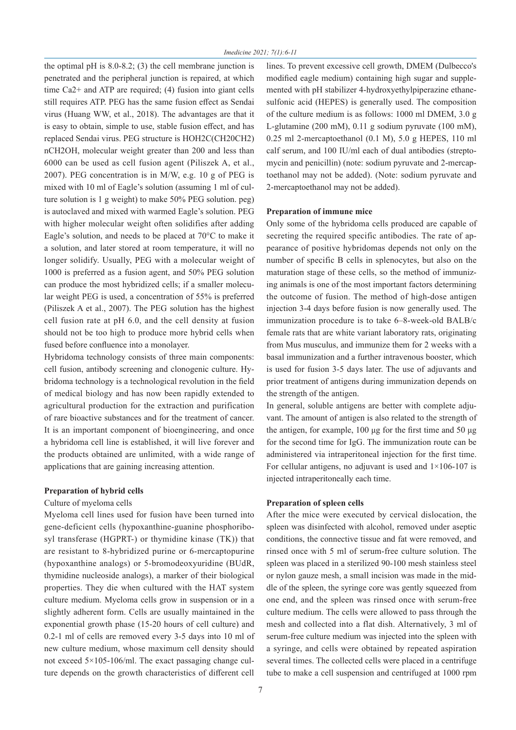the optimal pH is 8.0-8.2; (3) the cell membrane junction is penetrated and the peripheral junction is repaired, at which time $Ca^{2+}$ and ATP are required; (4) fusion into giant cells still requires ATP. PEG has the same fusion effect as Sendai virus (Huang WW, et al., 2018). The advantages are that it is easy to obtain, simple to use, stable fusion effect, and has replaced Sendai virus. PEG structure is HOH2C(CH20CH2)nCH2OH, molecular weight greater than 200 and less than 6000 can be used as cell fusion agent (Piliszek A, et al., 2007). PEG concentration is in M/W, e.g. 10 g of PEG is mixed with 10 ml of Eagle's solution (assuming 1 ml of culture solution is 1 g weight) to make 50% PEG solution. peg) is autoclaved and mixed with warmed Eagle's solution. PEG with higher molecular weight often solidifies after adding Eagle's solution, and needs to be placed at 70°C to make it a solution, and later stored at room temperature, it will no longer solidify. Usually, PEG with a molecular weight of 1000 is preferred as a fusion agent, and 50% PEG solution can produce the most hybridized cells; if a smaller molecular weight PEG is used, a concentration of 55% is preferred (Piliszek A et al., 2007). The PEG solution has the highest cell fusion rate at pH 6.0, and the cell density at fusion should not be too high to produce more hybrid cells when fused before confluence into a monolayer.

Hybridoma technology consists of three main components: cell fusion, antibody screening and clonogenic culture. Hybridoma technology is a technological revolution in the field of medical biology and has now been rapidly extended to agricultural production for the extraction and purification of rare bioactive substances and for the treatment of cancer. It is an important component of bioengineering, and once a hybridoma cell line is established, it will live forever and the products obtained are unlimited, with a wide range of applications that are gaining increasing attention.

**Preparation of hybrid cells**

Culture of myeloma cells

Myeloma cell lines used for fusion have been turned into gene-deficient cells (hypoxanthine-guanine phosphoribosyl transferase (HGPRT-) or thymidine kinase (TK)) that are resistant to 8-hybridized purine or 6-mercaptopurine (hypoxanthine analogs) or 5-bromodeoxyuridine (BUdR, thymidine nucleoside analogs), a marker of their biological properties. They die when cultured with the HAT system culture medium. Myeloma cells grow in suspension or in a slightly adherent form. Cells are usually maintained in the exponential growth phase (15-20 hours of cell culture) and 0.2-1 ml of cells are removed every 3-5 days into 10 ml of new culture medium, whose maximum cell density should not exceed 5×105-106/ml. The exact passaging change culture depends on the growth characteristics of different cell lines. To prevent excessive cell growth, DMEM (Dulbecco's modified eagle medium) containing high sugar and supplemented with pH stabilizer 4-hydroxyethylpiperazine ethanesulfonic acid (HEPES) is generally used. The composition of the culture medium is as follows: 1000 ml DMEM, 3.0 g L-glutamine (200 mM), 0.11 g sodium pyruvate (100 mM), 0.25 ml 2-mercaptoethanol (0.1 M), 5.0 g HEPES, 110 ml calf serum, and 100 IU/ml each of dual antibodies (streptomycin and penicillin) (note: sodium pyruvate and 2-mercaptoethanol may not be added). (Note: sodium pyruvate and 2-mercaptoethanol may not be added).

**Preparation of immune mice**

Only some of the hybridoma cells produced are capable of secreting the required specific antibodies. The rate of appearance of positive hybridomas depends not only on the number of specific B cells in splenocytes, but also on the maturation stage of these cells, so the method of immunizing animals is one of the most important factors determining the outcome of fusion. The method of high-dose antigen injection 3-4 days before fusion is now generally used. The immunization procedure is to take 6–8-week-old BALB/c female rats that are white variant laboratory rats, originating from Mus musculus, and immunize them for 2 weeks with a basal immunization and a further intravenous booster, which is used for fusion 3-5 days later. The use of adjuvants and prior treatment of antigens during immunization depends on the strength of the antigen.

In general, soluble antigens are better with complete adjuvant. The amount of antigen is also related to the strength of the antigen, for example, 100 μg for the first time and 50 μg for the second time for IgG. The immunization route can be administered via intraperitoneal injection for the first time. For cellular antigens, no adjuvant is used and 1×106-107 is injected intraperitoneally each time.

**Preparation of spleen cells**

After the mice were executed by cervical dislocation, the spleen was disinfected with alcohol, removed under aseptic conditions, the connective tissue and fat were removed, and rinsed once with 5 ml of serum-free culture solution. The spleen was placed in a sterilized 90-100 mesh stainless steel or nylon gauze mesh, a small incision was made in the middle of the spleen, the syringe core was gently squeezed from one end, and the spleen was rinsed once with serum-free culture medium. The cells were allowed to pass through the mesh and collected into a flat dish. Alternatively, 3 ml of serum-free culture medium was injected into the spleen with a syringe, and cells were obtained by repeated aspiration several times. The collected cells were placed in a centrifuge tube to make a cell suspension and centrifuged at 1000 rpm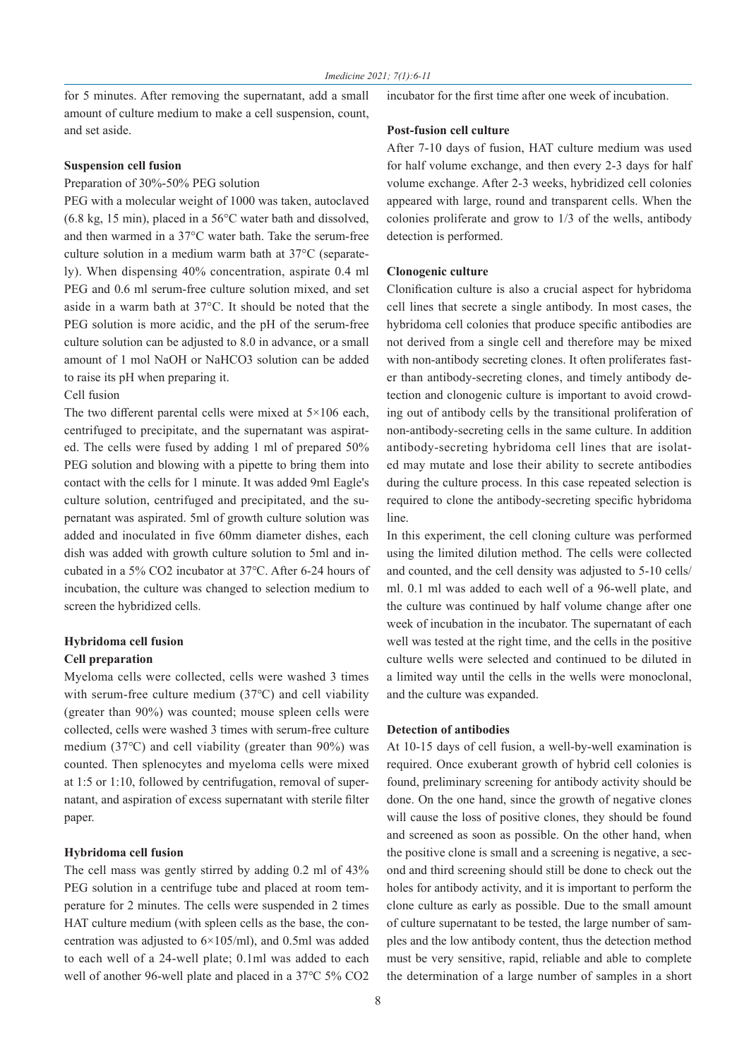for 5 minutes. After removing the supernatant, add a small amount of culture medium to make a cell suspension, count, and set aside.

### Suspension cell fusion

Preparation of 30%-50% PEG solution

PEG with a molecular weight of 1000 was taken, autoclaved (6.8 kg, 15 min), placed in a 56°C water bath and dissolved, and then warmed in a 37°C water bath. Take the serum-free culture solution in a medium warm bath at 37°C (separately). When dispensing 40% concentration, aspirate 0.4 ml PEG and 0.6 ml serum-free culture solution mixed, and set aside in a warm bath at 37°C. It should be noted that the PEG solution is more acidic, and the pH of the serum-free culture solution can be adjusted to 8.0 in advance, or a small amount of 1 mol NaOH or $NaHCO_3$ solution can be added to raise its pH when preparing it.

Cell fusion

The two different parental cells were mixed at $5\times10^6$ each, centrifuged to precipitate, and the supernatant was aspirated. The cells were fused by adding 1 ml of prepared 50% PEG solution and blowing with a pipette to bring them into contact with the cells for 1 minute. It was added 9ml Eagle's culture solution, centrifuged and precipitated, and the supernatant was aspirated. 5ml of growth culture solution was added and inoculated in five 60mm diameter dishes, each dish was added with growth culture solution to 5ml and incubated in a 5% $CO_2$ incubator at 37°C. After 6-24 hours of incubation, the culture was changed to selection medium to screen the hybridized cells.

### Hybridoma cell fusion

#### Cell preparation

Myeloma cells were collected, cells were washed 3 times with serum-free culture medium (37°C) and cell viability (greater than 90%) was counted; mouse spleen cells were collected, cells were washed 3 times with serum-free culture medium (37°C) and cell viability (greater than 90%) was counted. Then splenocytes and myeloma cells were mixed at 1:5 or 1:10, followed by centrifugation, removal of supernatant, and aspiration of excess supernatant with sterile filter paper.

#### Hybridoma cell fusion

The cell mass was gently stirred by adding 0.2 ml of 43% PEG solution in a centrifuge tube and placed at room temperature for 2 minutes. The cells were suspended in 2 times HAT culture medium (with spleen cells as the base, the concentration was adjusted to $6\times10^5$/ml), and 0.5ml was added to each well of a 24-well plate; 0.1ml was added to each well of another 96-well plate and placed in a 37°C 5% $CO_2$ incubator for the first time after one week of incubation.

#### Post-fusion cell culture

After 7-10 days of fusion, HAT culture medium was used for half volume exchange, and then every 2-3 days for half volume exchange. After 2-3 weeks, hybridized cell colonies appeared with large, round and transparent cells. When the colonies proliferate and grow to 1/3 of the wells, antibody detection is performed.

#### Clonogenic culture

Clonification culture is also a crucial aspect for hybridoma cell lines that secrete a single antibody. In most cases, the hybridoma cell colonies that produce specific antibodies are not derived from a single cell and therefore may be mixed with non-antibody secreting clones. It often proliferates faster than antibody-secreting clones, and timely antibody detection and clonogenic culture is important to avoid crowding out of antibody cells by the transitional proliferation of non-antibody-secreting cells in the same culture. In addition antibody-secreting hybridoma cell lines that are isolated may mutate and lose their ability to secrete antibodies during the culture process. In this case repeated selection is required to clone the antibody-secreting specific hybridoma line.

In this experiment, the cell cloning culture was performed using the limited dilution method. The cells were collected and counted, and the cell density was adjusted to 5-10 cells/ml. 0.1 ml was added to each well of a 96-well plate, and the culture was continued by half volume change after one week of incubation in the incubator. The supernatant of each well was tested at the right time, and the cells in the positive culture wells were selected and continued to be diluted in a limited way until the cells in the wells were monoclonal, and the culture was expanded.

#### Detection of antibodies

At 10-15 days of cell fusion, a well-by-well examination is required. Once exuberant growth of hybrid cell colonies is found, preliminary screening for antibody activity should be done. On the one hand, since the growth of negative clones will cause the loss of positive clones, they should be found and screened as soon as possible. On the other hand, when the positive clone is small and a screening is negative, a second and third screening should still be done to check out the holes for antibody activity, and it is important to perform the clone culture as early as possible. Due to the small amount of culture supernatant to be tested, the large number of samples and the low antibody content, thus the detection method must be very sensitive, rapid, reliable and able to complete the determination of a large number of samples in a short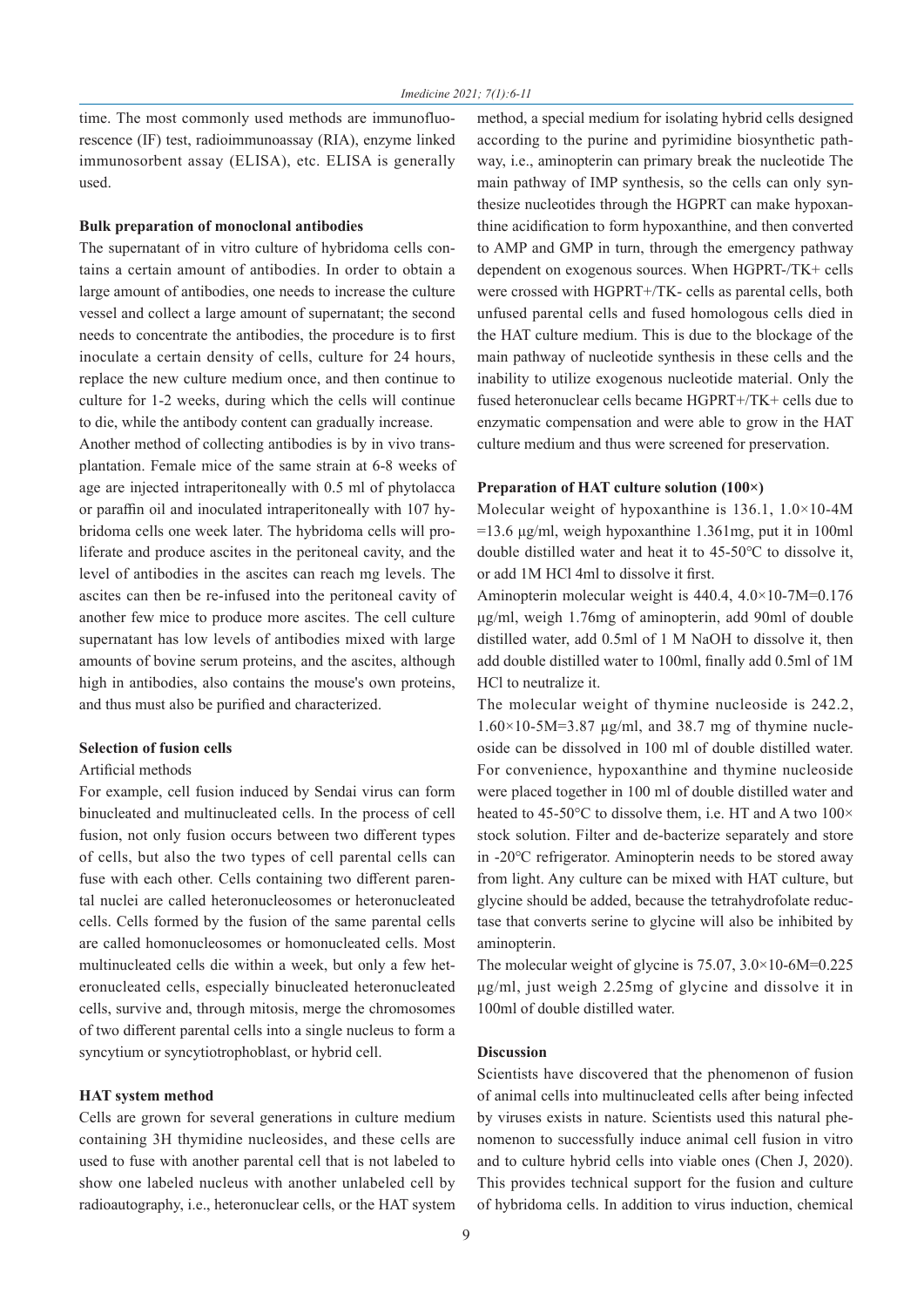time. The most commonly used methods are immunofluorescence (IF) test, radioimmunoassay (RIA), enzyme linked immunosorbent assay (ELISA), etc. ELISA is generally used.

**Bulk preparation of monoclonal antibodies**

The supernatant of in vitro culture of hybridoma cells contains a certain amount of antibodies. In order to obtain a large amount of antibodies, one needs to increase the culture vessel and collect a large amount of supernatant; the second needs to concentrate the antibodies, the procedure is to first inoculate a certain density of cells, culture for 24 hours, replace the new culture medium once, and then continue to culture for 1-2 weeks, during which the cells will continue to die, while the antibody content can gradually increase.

Another method of collecting antibodies is by in vivo transplantation. Female mice of the same strain at 6-8 weeks of age are injected intraperitoneally with 0.5 ml of phytolacca or paraffin oil and inoculated intraperitoneally with 107 hybridoma cells one week later. The hybridoma cells will proliferate and produce ascites in the peritoneal cavity, and the level of antibodies in the ascites can reach mg levels. The ascites can then be re-infused into the peritoneal cavity of another few mice to produce more ascites. The cell culture supernatant has low levels of antibodies mixed with large amounts of bovine serum proteins, and the ascites, although high in antibodies, also contains the mouse's own proteins, and thus must also be purified and characterized.

**Selection of fusion cells**

Artificial methods

For example, cell fusion induced by Sendai virus can form binucleated and multinucleated cells. In the process of cell fusion, not only fusion occurs between two different types of cells, but also the two types of cell parental cells can fuse with each other. Cells containing two different parental nuclei are called heteronucleosomes or heteronucleated cells. Cells formed by the fusion of the same parental cells are called homonucleosomes or homonucleated cells. Most multinucleated cells die within a week, but only a few heteronucleated cells, especially binucleated heteronucleated cells, survive and, through mitosis, merge the chromosomes of two different parental cells into a single nucleus to form a syncytium or syncytiotrophoblast, or hybrid cell.

**HAT system method**

Cells are grown for several generations in culture medium containing 3H thymidine nucleosides, and these cells are used to fuse with another parental cell that is not labeled to show one labeled nucleus with another unlabeled cell by radioautography, i.e., heteronuclear cells, or the HAT system method, a special medium for isolating hybrid cells designed according to the purine and pyrimidine biosynthetic pathway, i.e., aminopterin can primary break the nucleotide The main pathway of IMP synthesis, so the cells can only synthesize nucleotides through the HGPRT can make hypoxanthine acidification to form hypoxanthine, and then converted to AMP and GMP in turn, through the emergency pathway dependent on exogenous sources. When HGPRT-/TK+ cells were crossed with HGPRT+/TK- cells as parental cells, both unfused parental cells and fused homologous cells died in the HAT culture medium. This is due to the blockage of the main pathway of nucleotide synthesis in these cells and the inability to utilize exogenous nucleotide material. Only the fused heteronuclear cells became HGPRT+/TK+ cells due to enzymatic compensation and were able to grow in the HAT culture medium and thus were screened for preservation.

**Preparation of HAT culture solution (100×)**

Molecular weight of hypoxanthine is 136.1, 1.0×10-4M =13.6 μg/ml, weigh hypoxanthine 1.361mg, put it in 100ml double distilled water and heat it to 45-50°C to dissolve it, or add 1M HCl 4ml to dissolve it first.

Aminopterin molecular weight is 440.4, 4.0×10-7M=0.176 μg/ml, weigh 1.76mg of aminopterin, add 90ml of double distilled water, add 0.5ml of 1 M NaOH to dissolve it, then add double distilled water to 100ml, finally add 0.5ml of 1M HCl to neutralize it.

The molecular weight of thymine nucleoside is 242.2, 1.60×10-5M=3.87 μg/ml, and 38.7 mg of thymine nucleoside can be dissolved in 100 ml of double distilled water. For convenience, hypoxanthine and thymine nucleoside were placed together in 100 ml of double distilled water and heated to 45-50°C to dissolve them, i.e. HT and A two 100× stock solution. Filter and de-bacterize separately and store in -20°C refrigerator. Aminopterin needs to be stored away from light. Any culture can be mixed with HAT culture, but glycine should be added, because the tetrahydrofolate reductase that converts serine to glycine will also be inhibited by aminopterin.

The molecular weight of glycine is 75.07, 3.0×10-6M=0.225 μg/ml, just weigh 2.25mg of glycine and dissolve it in 100ml of double distilled water.

**Discussion**

Scientists have discovered that the phenomenon of fusion of animal cells into multinucleated cells after being infected by viruses exists in nature. Scientists used this natural phenomenon to successfully induce animal cell fusion in vitro and to culture hybrid cells into viable ones (Chen J, 2020). This provides technical support for the fusion and culture of hybridoma cells. In addition to virus induction, chemical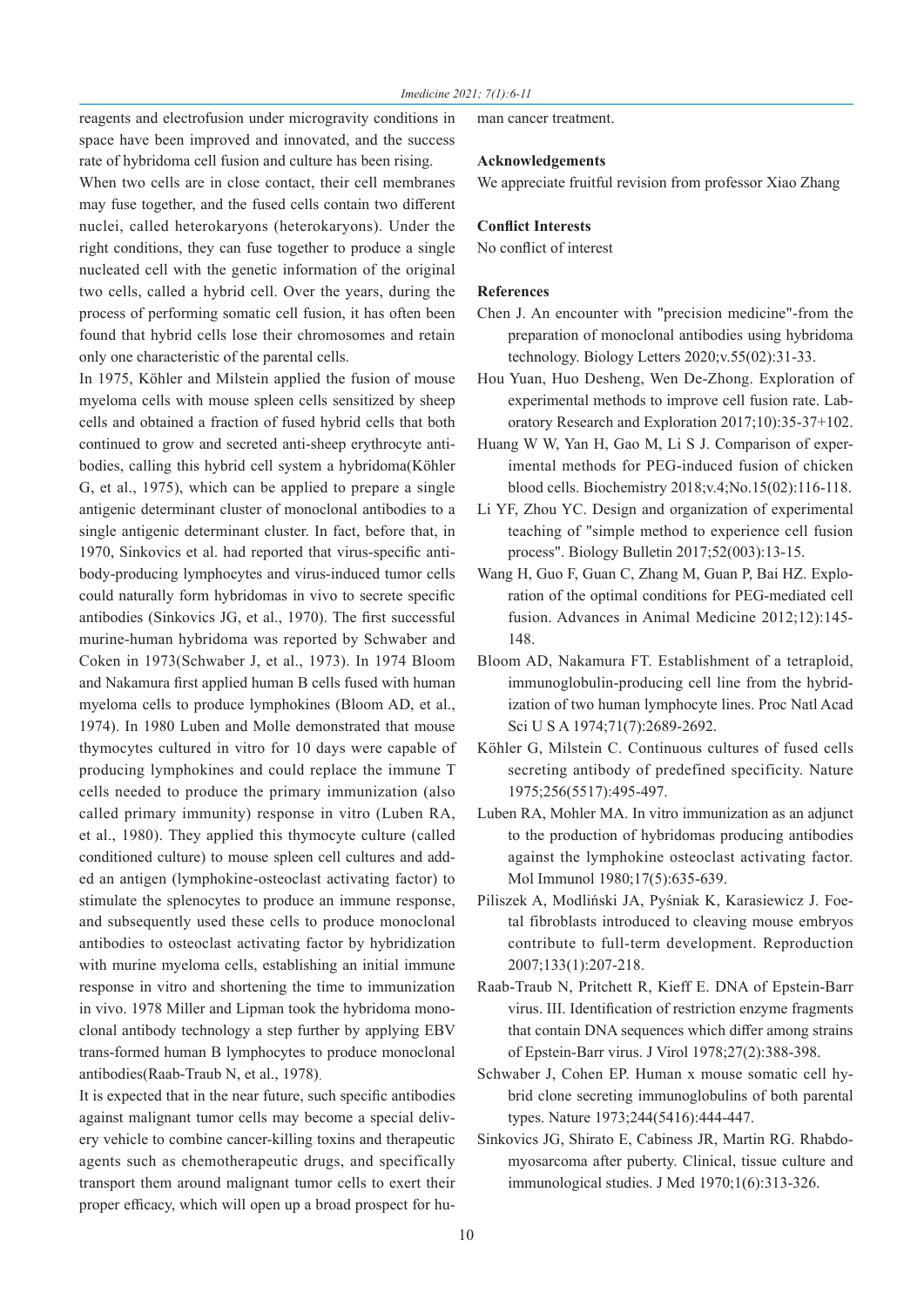reagents and electrofusion under microgravity conditions in space have been improved and innovated, and the success rate of hybridoma cell fusion and culture has been rising.

When two cells are in close contact, their cell membranes may fuse together, and the fused cells contain two different nuclei, called heterokaryons (heterokaryons). Under the right conditions, they can fuse together to produce a single nucleated cell with the genetic information of the original two cells, called a hybrid cell. Over the years, during the process of performing somatic cell fusion, it has often been found that hybrid cells lose their chromosomes and retain only one characteristic of the parental cells.

In 1975, Köhler and Milstein applied the fusion of mouse myeloma cells with mouse spleen cells sensitized by sheep cells and obtained a fraction of fused hybrid cells that both continued to grow and secreted anti-sheep erythrocyte antibodies, calling this hybrid cell system a hybridoma(Köhler G, et al., 1975), which can be applied to prepare a single antigenic determinant cluster of monoclonal antibodies to a single antigenic determinant cluster. In fact, before that, in 1970, Sinkovics et al. had reported that virus-specific antibody-producing lymphocytes and virus-induced tumor cells could naturally form hybridomas in vivo to secrete specific antibodies (Sinkovics JG, et al., 1970). The first successful murine-human hybridoma was reported by Schwaber and Coken in 1973(Schwaber J, et al., 1973). In 1974 Bloom and Nakamura first applied human B cells fused with human myeloma cells to produce lymphokines (Bloom AD, et al., 1974). In 1980 Luben and Molle demonstrated that mouse thymocytes cultured in vitro for 10 days were capable of producing lymphokines and could replace the immune T cells needed to produce the primary immunization (also called primary immunity) response in vitro (Luben RA, et al., 1980). They applied this thymocyte culture (called conditioned culture) to mouse spleen cell cultures and added an antigen (lymphokine-osteoclast activating factor) to stimulate the splenocytes to produce an immune response, and subsequently used these cells to produce monoclonal antibodies to osteoclast activating factor by hybridization with murine myeloma cells, establishing an initial immune response in vitro and shortening the time to immunization in vivo. 1978 Miller and Lipman took the hybridoma monoclonal antibody technology a step further by applying EBV trans-formed human B lymphocytes to produce monoclonal antibodies(Raab-Traub N, et al., 1978).

It is expected that in the near future, such specific antibodies against malignant tumor cells may become a special delivery vehicle to combine cancer-killing toxins and therapeutic agents such as chemotherapeutic drugs, and specifically transport them around malignant tumor cells to exert their proper efficacy, which will open up a broad prospect for human cancer treatment.

**Acknowledgements**

We appreciate fruitful revision from professor Xiao Zhang

**Conflict Interests**

No conflict of interest

**References**

Chen J. An encounter with "precision medicine"-from the preparation of monoclonal antibodies using hybridoma technology. Biology Letters 2020;v.55(02):31-33.

Hou Yuan, Huo Desheng, Wen De-Zhong. Exploration of experimental methods to improve cell fusion rate. Laboratory Research and Exploration 2017;10):35-37+102.

Huang W W, Yan H, Gao M, Li S J. Comparison of experimental methods for PEG-induced fusion of chicken blood cells. Biochemistry 2018;v.4;No.15(02):116-118.

Li YF, Zhou YC. Design and organization of experimental teaching of "simple method to experience cell fusion process". Biology Bulletin 2017;52(003):13-15.

Wang H, Guo F, Guan C, Zhang M, Guan P, Bai HZ. Exploration of the optimal conditions for PEG-mediated cell fusion. Advances in Animal Medicine 2012;12):145-148.

Bloom AD, Nakamura FT. Establishment of a tetraploid, immunoglobulin-producing cell line from the hybridization of two human lymphocyte lines. Proc Natl Acad Sci U S A 1974;71(7):2689-2692.

Köhler G, Milstein C. Continuous cultures of fused cells secreting antibody of predefined specificity. Nature 1975;256(5517):495-497.

Luben RA, Mohler MA. In vitro immunization as an adjunct to the production of hybridomas producing antibodies against the lymphokine osteoclast activating factor. Mol Immunol 1980;17(5):635-639.

Piliszek A, Modliński JA, Pyśniak K, Karasiewicz J. Foetal fibroblasts introduced to cleaving mouse embryos contribute to full-term development. Reproduction 2007;133(1):207-218.

Raab-Traub N, Pritchett R, Kieff E. DNA of Epstein-Barr virus. III. Identification of restriction enzyme fragments that contain DNA sequences which differ among strains of Epstein-Barr virus. J Virol 1978;27(2):388-398.

Schwaber J, Cohen EP. Human x mouse somatic cell hybrid clone secreting immunoglobulins of both parental types. Nature 1973;244(5416):444-447.

Sinkovics JG, Shirato E, Cabiness JR, Martin RG. Rhabdomyosarcoma after puberty. Clinical, tissue culture and immunological studies. J Med 1970;1(6):313-326.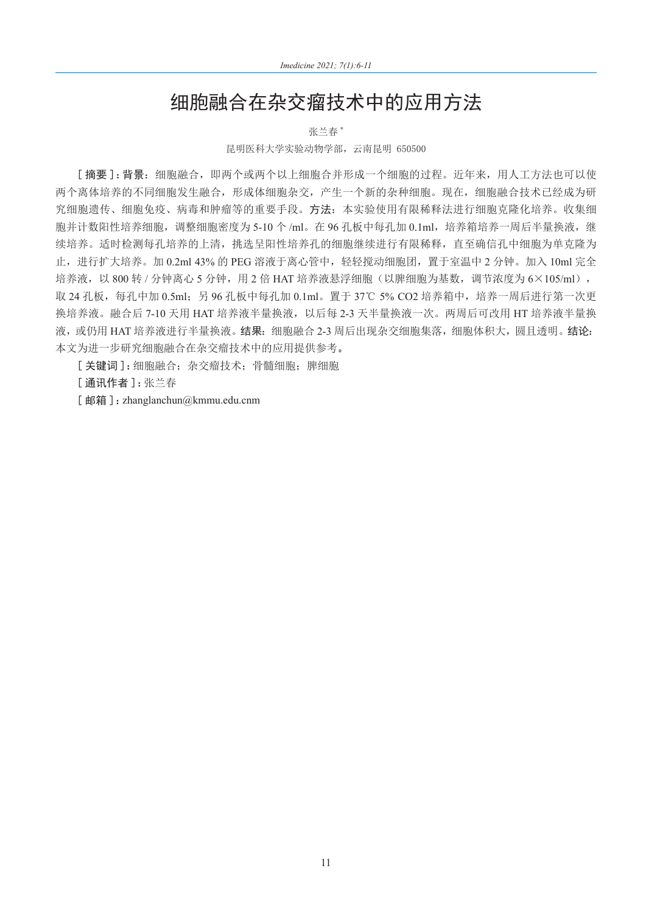# 细胞融合在杂交瘤技术中的应用方法

张兰春*

昆明医科大学实验动物学部，云南昆明 650500

[ **摘要** ]：**背景**：细胞融合，即两个或两个以上细胞合并形成一个细胞的过程。近年来，用人工方法也可以使两个离体培养的不同细胞发生融合，形成体细胞杂交，产生一个新的杂种细胞。现在，细胞融合技术已经成为研究细胞遗传、细胞免疫、病毒和肿瘤等的重要手段。**方法**：本实验使用有限稀释法进行细胞克隆化培养。收集细胞并计数阳性培养细胞，调整细胞密度为 5-10 个 /ml。在 96 孔板中每孔加 0.1ml，培养箱培养一周后半量换液，继续培养。适时检测每孔培养的上清，挑选呈阳性培养孔的细胞继续进行有限稀释，直至确信孔中细胞为单克隆为止，进行扩大培养。加 0.2ml 43% 的 PEG 溶液于离心管中，轻轻搅动细胞团，置于室温中 2 分钟。加入 10ml 完全培养液，以 800 转 / 分钟离心 5 分钟，用 2 倍 HAT 培养液悬浮细胞（以脾细胞为基数，调节浓度为 6×105/ml），取 24 孔板，每孔中加 0.5ml；另 96 孔板中每孔加 0.1ml。置于 37℃ 5% CO2 培养箱中，培养一周后进行第一次更换培养液。融合后 7-10 天用 HAT 培养液半量换液，以后每 2-3 天半量换液一次。两周后可改用 HT 培养液半量换液，或仍用 HAT 培养液进行半量换液。**结果**：细胞融合 2-3 周后出现杂交细胞集落，细胞体积大，圆且透明。**结论**：本文为进一步研究细胞融合在杂交瘤技术中的应用提供参考。

[ **关键词** ]：细胞融合；杂交瘤技术；骨髓细胞；脾细胞

[ **通讯作者** ]：张兰春

[ **邮箱** ]：zhanglanchun@kmmu.edu.cnm